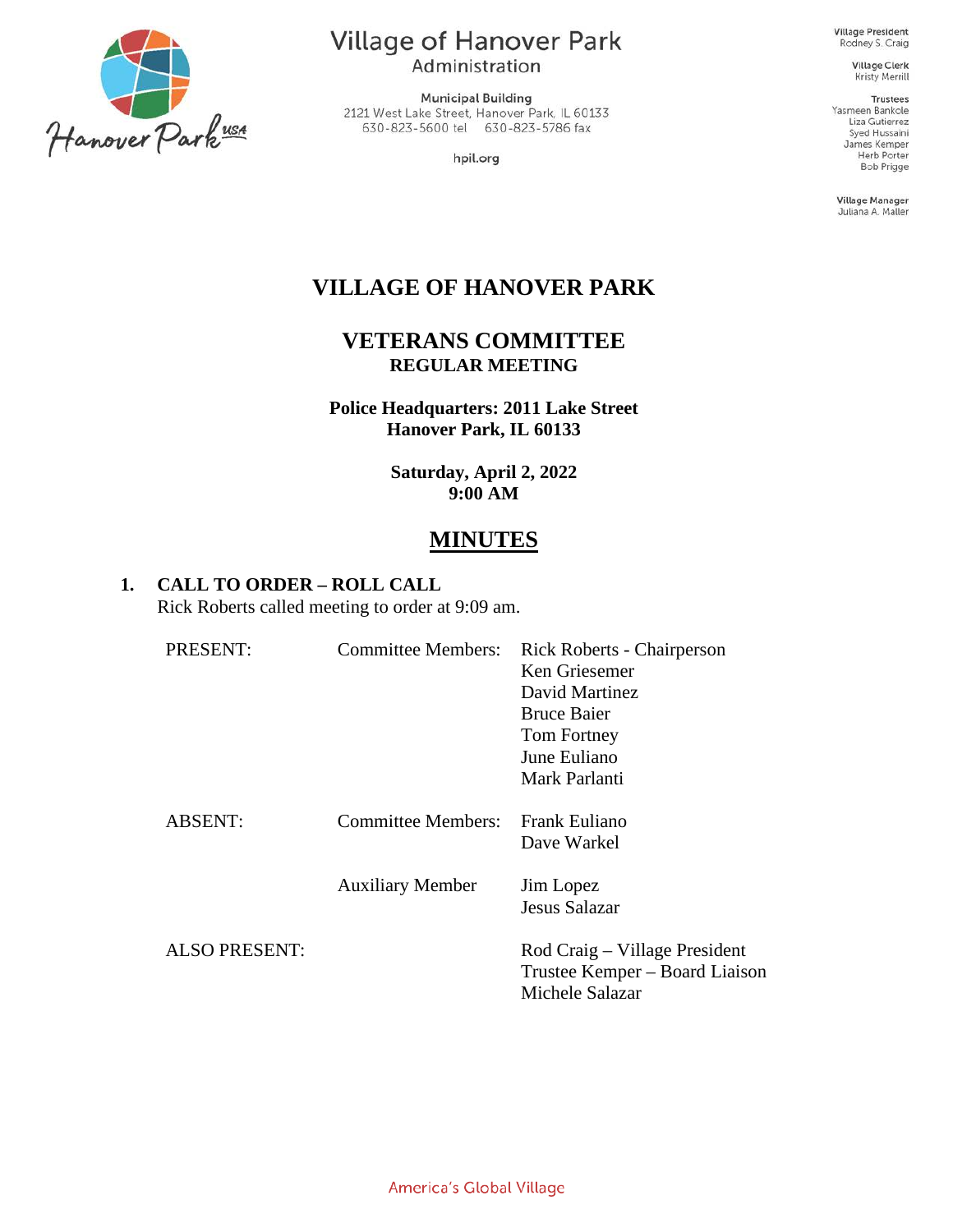# Village of Hanover Park

Administration

Municipal Building
2121 West Lake Street, Hanover Park, IL 60133
630-823-5600 tel 630-823-5786 fax

hpil.org

Village President
Rodney S. Craig

Village Clerk
Kristy Merrill

Trustees
Yasmeen Bankole
Liza Gutierrez
Syed Hussaini
James Kemper
Herb Porter
Bob Prigge

Village Manager
Juliana A. Maller

# VILLAGE OF HANOVER PARK

## VETERANS COMMITTEE

**REGULAR MEETING**

**Police Headquarters: 2011 Lake Street**
**Hanover Park, IL 60133**

**Saturday, April 2, 2022**
**9:00 AM**

## MINUTES

### 1. CALL TO ORDER – ROLL CALL

Rick Roberts called meeting to order at 9:09 am.

| | | |
|---|---|---|
| PRESENT: | Committee Members: | Rick Roberts - Chairperson<br>Ken Griesemer<br>David Martinez<br>Bruce Baier<br>Tom Fortney<br>June Euliano<br>Mark Parlanti |
| ABSENT: | Committee Members: | Frank Euliano<br>Dave Warkel |
| | Auxiliary Member | Jim Lopez<br>Jesus Salazar |
| ALSO PRESENT: | | Rod Craig – Village President<br>Trustee Kemper – Board Liaison<br>Michele Salazar |

America's Global Village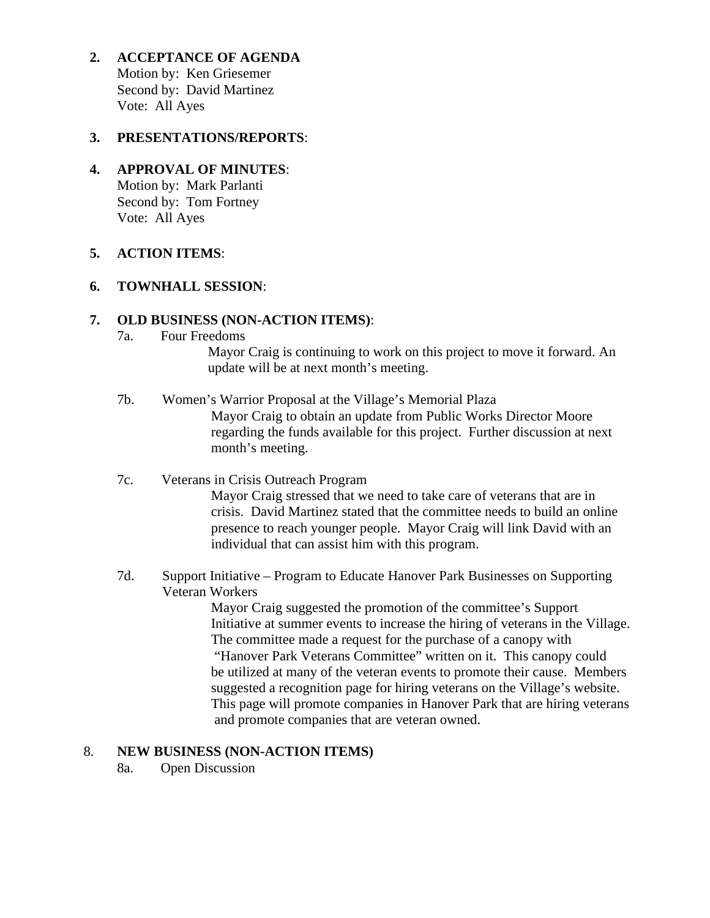**2. ACCEPTANCE OF AGENDA**
Motion by: Ken Griesemer
Second by: David Martinez
Vote: All Ayes

**3. PRESENTATIONS/REPORTS**:

**4. APPROVAL OF MINUTES**:
Motion by: Mark Parlanti
Second by: Tom Fortney
Vote: All Ayes

**5. ACTION ITEMS**:

**6. TOWNHALL SESSION**:

**7. OLD BUSINESS (NON-ACTION ITEMS)**:

7a. Four Freedoms

Mayor Craig is continuing to work on this project to move it forward. An update will be at next month's meeting.

7b. Women's Warrior Proposal at the Village's Memorial Plaza

Mayor Craig to obtain an update from Public Works Director Moore regarding the funds available for this project. Further discussion at next month's meeting.

7c. Veterans in Crisis Outreach Program

Mayor Craig stressed that we need to take care of veterans that are in crisis. David Martinez stated that the committee needs to build an online presence to reach younger people. Mayor Craig will link David with an individual that can assist him with this program.

7d. Support Initiative – Program to Educate Hanover Park Businesses on Supporting Veteran Workers

Mayor Craig suggested the promotion of the committee's Support Initiative at summer events to increase the hiring of veterans in the Village. The committee made a request for the purchase of a canopy with "Hanover Park Veterans Committee" written on it. This canopy could be utilized at many of the veteran events to promote their cause. Members suggested a recognition page for hiring veterans on the Village's website. This page will promote companies in Hanover Park that are hiring veterans and promote companies that are veteran owned.

8. **NEW BUSINESS (NON-ACTION ITEMS)**

8a. Open Discussion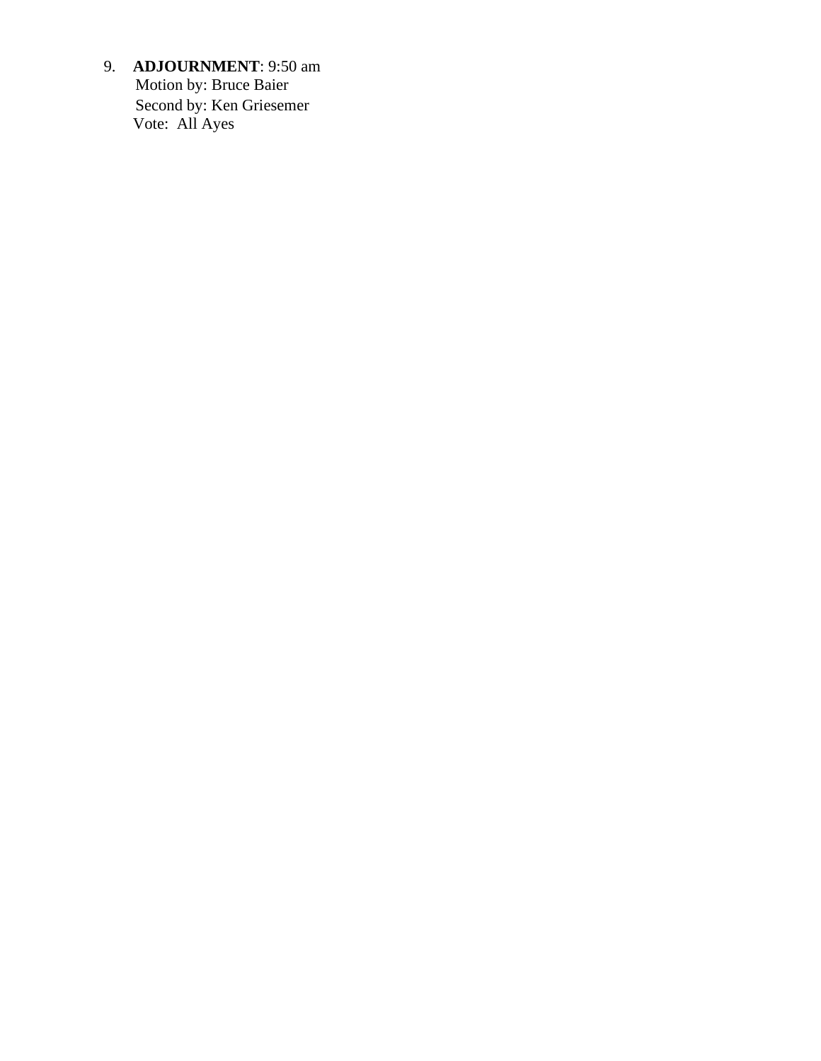9. **ADJOURNMENT**: 9:50 am
   Motion by: Bruce Baier
   Second by: Ken Griesemer
   Vote: All Ayes